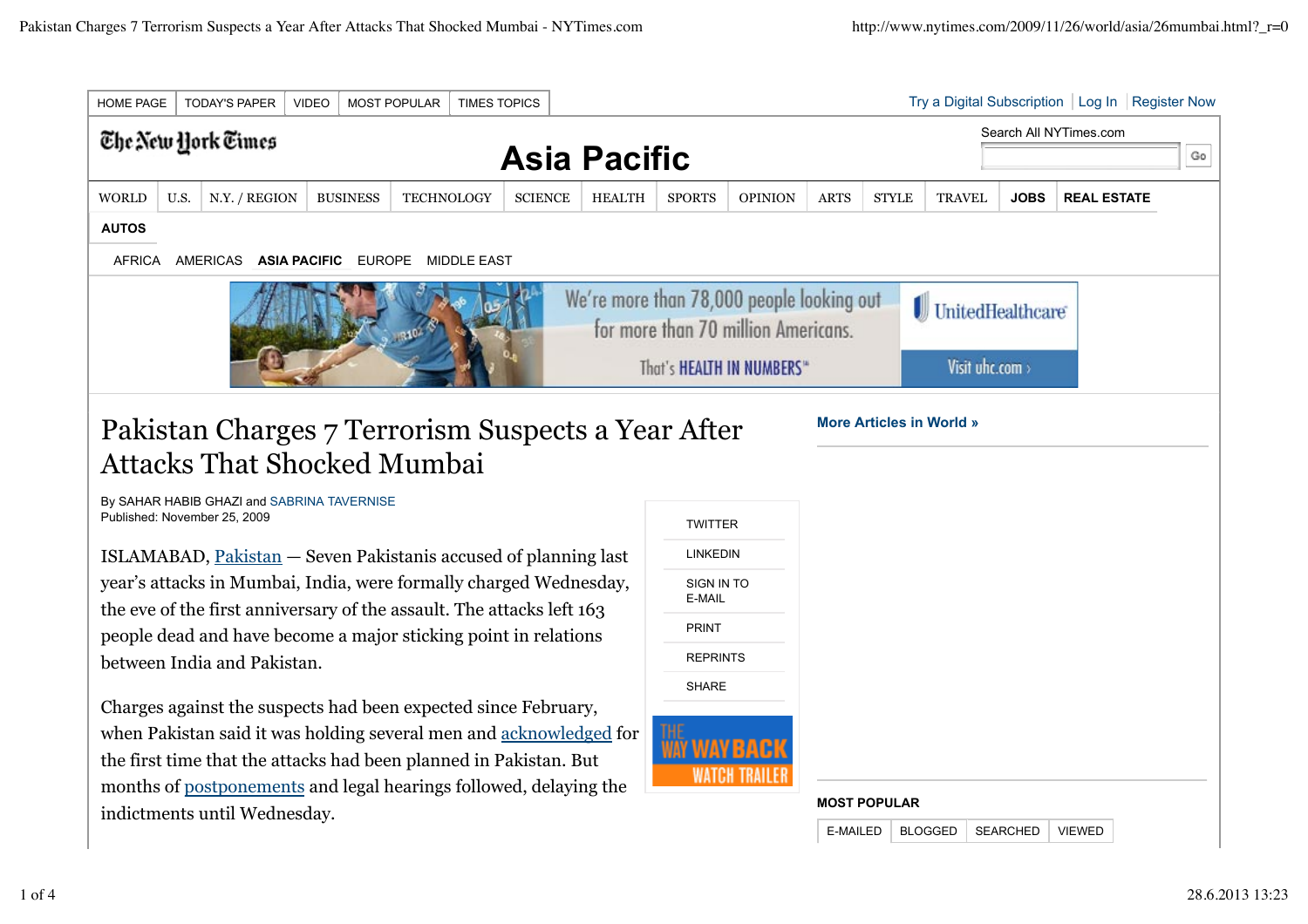# Pakistan Charges 7 Terrorism Suspects a Year After Attacks That Shocked Mumbai

By SAHAR HABIB GHAZI and SABRINA TAVERNISE
Published: November 25, 2009

ISLAMABAD, Pakistan — Seven Pakistanis accused of planning last year's attacks in Mumbai, India, were formally charged Wednesday, the eve of the first anniversary of the assault. The attacks left 163 people dead and have become a major sticking point in relations between India and Pakistan.

Charges against the suspects had been expected since February, when Pakistan said it was holding several men and acknowledged for the first time that the attacks had been planned in Pakistan. But months of postponements and legal hearings followed, delaying the indictments until Wednesday.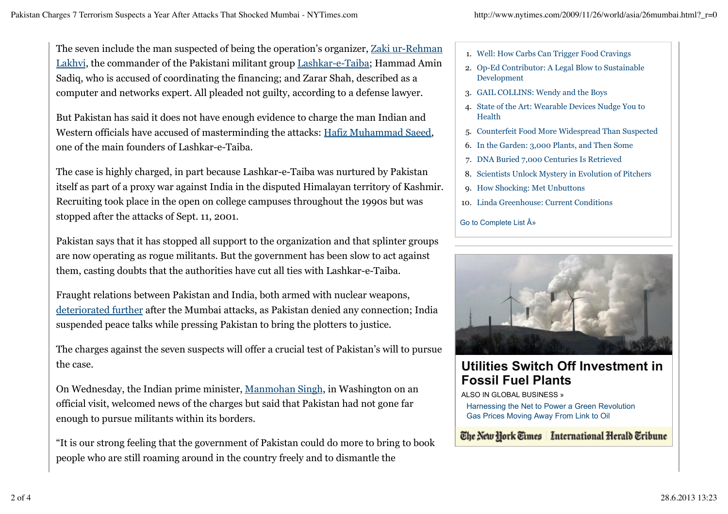The seven include the man suspected of being the operation's organizer, Zaki ur-Rehman Lakhvi, the commander of the Pakistani militant group Lashkar-e-Taiba; Hammad Amin Sadiq, who is accused of coordinating the financing; and Zarar Shah, described as a computer and networks expert. All pleaded not guilty, according to a defense lawyer.

But Pakistan has said it does not have enough evidence to charge the man Indian and Western officials have accused of masterminding the attacks: Hafiz Muhammad Saeed, one of the main founders of Lashkar-e-Taiba.

The case is highly charged, in part because Lashkar-e-Taiba was nurtured by Pakistan itself as part of a proxy war against India in the disputed Himalayan territory of Kashmir. Recruiting took place in the open on college campuses throughout the 1990s but was stopped after the attacks of Sept. 11, 2001.

Pakistan says that it has stopped all support to the organization and that splinter groups are now operating as rogue militants. But the government has been slow to act against them, casting doubts that the authorities have cut all ties with Lashkar-e-Taiba.

Fraught relations between Pakistan and India, both armed with nuclear weapons, deteriorated further after the Mumbai attacks, as Pakistan denied any connection; India suspended peace talks while pressing Pakistan to bring the plotters to justice.

The charges against the seven suspects will offer a crucial test of Pakistan's will to pursue the case.

On Wednesday, the Indian prime minister, Manmohan Singh, in Washington on an official visit, welcomed news of the charges but said that Pakistan had not gone far enough to pursue militants within its borders.

"It is our strong feeling that the government of Pakistan could do more to bring to book people who are still roaming around in the country freely and to dismantle the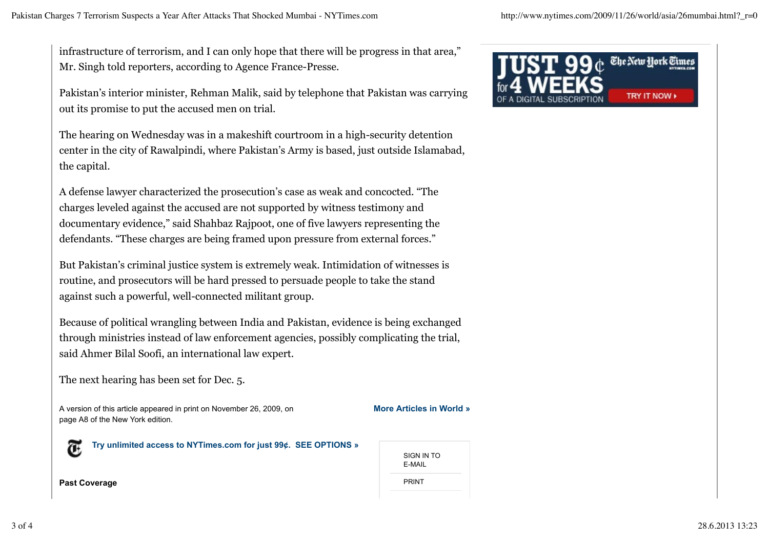infrastructure of terrorism, and I can only hope that there will be progress in that area," Mr. Singh told reporters, according to Agence France-Presse.

Pakistan's interior minister, Rehman Malik, said by telephone that Pakistan was carrying out its promise to put the accused men on trial.

The hearing on Wednesday was in a makeshift courtroom in a high-security detention center in the city of Rawalpindi, where Pakistan's Army is based, just outside Islamabad, the capital.

A defense lawyer characterized the prosecution's case as weak and concocted. "The charges leveled against the accused are not supported by witness testimony and documentary evidence," said Shahbaz Rajpoot, one of five lawyers representing the defendants. "These charges are being framed upon pressure from external forces."

But Pakistan's criminal justice system is extremely weak. Intimidation of witnesses is routine, and prosecutors will be hard pressed to persuade people to take the stand against such a powerful, well-connected militant group.

Because of political wrangling between India and Pakistan, evidence is being exchanged through ministries instead of law enforcement agencies, possibly complicating the trial, said Ahmer Bilal Soofi, an international law expert.

The next hearing has been set for Dec. 5.

A version of this article appeared in print on November 26, 2009, on page A8 of the New York edition.

**More Articles in World »**

**Try unlimited access to NYTimes.com for just 99¢. SEE OPTIONS »**

**Past Coverage**

SIGN IN TO E-MAIL

PRINT

JUST 99¢ for 4 WEEKS OF A DIGITAL SUBSCRIPTION — The New York Times — TRY IT NOW ›